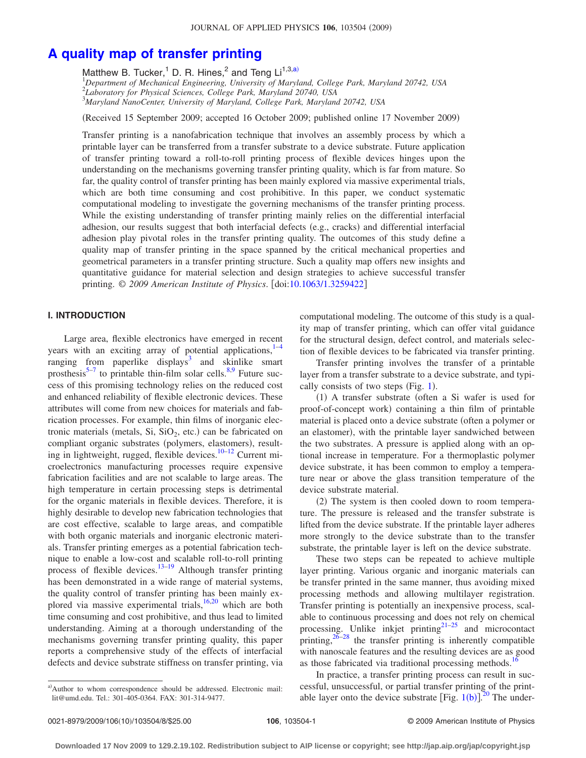# A quality map of transfer printing

Matthew B. Tucker,[1] D. R. Hines,[2] and Teng Li[1,3,a)]

[1]*Department of Mechanical Engineering, University of Maryland, College Park, Maryland 20742, USA*
[2]*Laboratory for Physical Sciences, College Park, Maryland 20740, USA*
[3]*Maryland NanoCenter, University of Maryland, College Park, Maryland 20742, USA*

(Received 15 September 2009; accepted 16 October 2009; published online 17 November 2009)

Transfer printing is a nanofabrication technique that involves an assembly process by which a printable layer can be transferred from a transfer substrate to a device substrate. Future application of transfer printing toward a roll-to-roll printing process of flexible devices hinges upon the understanding on the mechanisms governing transfer printing quality, which is far from mature. So far, the quality control of transfer printing has been mainly explored via massive experimental trials, which are both time consuming and cost prohibitive. In this paper, we conduct systematic computational modeling to investigate the governing mechanisms of the transfer printing process. While the existing understanding of transfer printing mainly relies on the differential interfacial adhesion, our results suggest that both interfacial defects (e.g., cracks) and differential interfacial adhesion play pivotal roles in the transfer printing quality. The outcomes of this study define a quality map of transfer printing in the space spanned by the critical mechanical properties and geometrical parameters in a transfer printing structure. Such a quality map offers new insights and quantitative guidance for material selection and design strategies to achieve successful transfer printing. *© 2009 American Institute of Physics*. [doi:10.1063/1.3259422]

## I. INTRODUCTION

Large area, flexible electronics have emerged in recent years with an exciting array of potential applications,[1–4] ranging from paperlike displays[3] and skinlike smart prosthesis[5–7] to printable thin-film solar cells.[8,9] Future success of this promising technology relies on the reduced cost and enhanced reliability of flexible electronic devices. These attributes will come from new choices for materials and fabrication processes. For example, thin films of inorganic electronic materials (metals, Si, $SiO_2$, etc.) can be fabricated on compliant organic substrates (polymers, elastomers), resulting in lightweight, rugged, flexible devices.[10–12] Current microelectronics manufacturing processes require expensive fabrication facilities and are not scalable to large areas. The high temperature in certain processing steps is detrimental for the organic materials in flexible devices. Therefore, it is highly desirable to develop new fabrication technologies that are cost effective, scalable to large areas, and compatible with both organic materials and inorganic electronic materials. Transfer printing emerges as a potential fabrication technique to enable a low-cost and scalable roll-to-roll printing process of flexible devices.[13–19] Although transfer printing has been demonstrated in a wide range of material systems, the quality control of transfer printing has been mainly explored via massive experimental trials,[16,20] which are both time consuming and cost prohibitive, and thus lead to limited understanding. Aiming at a thorough understanding of the mechanisms governing transfer printing quality, this paper reports a comprehensive study of the effects of interfacial defects and device substrate stiffness on transfer printing, via computational modeling. The outcome of this study is a quality map of transfer printing, which can offer vital guidance for the structural design, defect control, and materials selection of flexible devices to be fabricated via transfer printing.

Transfer printing involves the transfer of a printable layer from a transfer substrate to a device substrate, and typically consists of two steps (Fig. 1).

(1) A transfer substrate (often a Si wafer is used for proof-of-concept work) containing a thin film of printable material is placed onto a device substrate (often a polymer or an elastomer), with the printable layer sandwiched between the two substrates. A pressure is applied along with an optional increase in temperature. For a thermoplastic polymer device substrate, it has been common to employ a temperature near or above the glass transition temperature of the device substrate material.

(2) The system is then cooled down to room temperature. The pressure is released and the transfer substrate is lifted from the device substrate. If the printable layer adheres more strongly to the device substrate than to the transfer substrate, the printable layer is left on the device substrate.

These two steps can be repeated to achieve multiple layer printing. Various organic and inorganic materials can be transfer printed in the same manner, thus avoiding mixed processing methods and allowing multilayer registration. Transfer printing is potentially an inexpensive process, scalable to continuous processing and does not rely on chemical processing. Unlike inkjet printing[21–25] and microcontact printing,[26–28] the transfer printing is inherently compatible with nanoscale features and the resulting devices are as good as those fabricated via traditional processing methods.[16]

In practice, a transfer printing process can result in successful, unsuccessful, or partial transfer printing of the printable layer onto the device substrate [Fig. 1(b)].[20] The under-

[a)]Author to whom correspondence should be addressed. Electronic mail: lit@umd.edu. Tel.: 301-405-0364. FAX: 301-314-9477.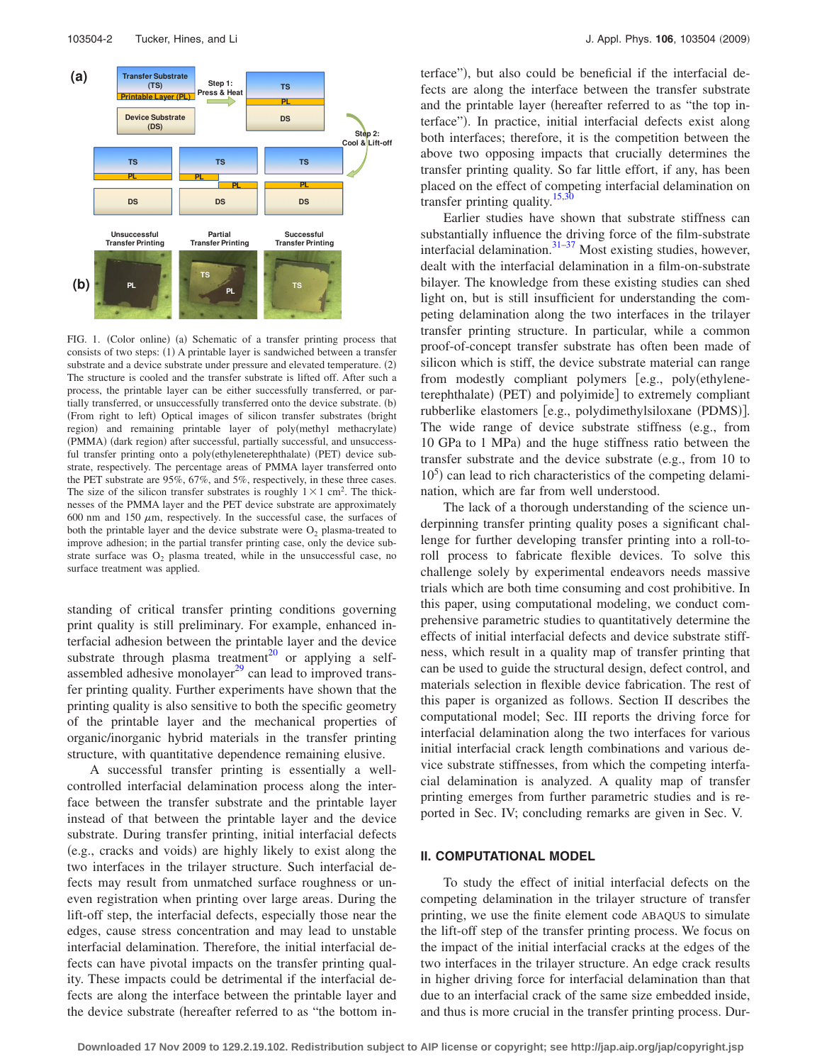FIG. 1. (Color online) (a) Schematic of a transfer printing process that consists of two steps: (1) A printable layer is sandwiched between a transfer substrate and a device substrate under pressure and elevated temperature. (2) The structure is cooled and the transfer substrate is lifted off. After such a process, the printable layer can be either successfully transferred, or partially transferred, or unsuccessfully transferred onto the device substrate. (b) (From right to left) Optical images of silicon transfer substrates (bright region) and remaining printable layer of poly(methyl methacrylate) (PMMA) (dark region) after successful, partially successful, and unsuccessful transfer printing onto a poly(ethyleneterephthalate) (PET) device substrate, respectively. The percentage areas of PMMA layer transferred onto the PET substrate are 95%, 67%, and 5%, respectively, in these three cases. The size of the silicon transfer substrates is roughly $1\times1$ cm$^2$. The thicknesses of the PMMA layer and the PET device substrate are approximately 600 nm and 150 $\mu$m, respectively. In the successful case, the surfaces of both the printable layer and the device substrate were $O_2$ plasma-treated to improve adhesion; in the partial transfer printing case, only the device substrate surface was $O_2$ plasma treated, while in the unsuccessful case, no surface treatment was applied.

standing of critical transfer printing conditions governing print quality is still preliminary. For example, enhanced interfacial adhesion between the printable layer and the device substrate through plasma treatment[20] or applying a self-assembled adhesive monolayer[29] can lead to improved transfer printing quality. Further experiments have shown that the printing quality is also sensitive to both the specific geometry of the printable layer and the mechanical properties of organic/inorganic hybrid materials in the transfer printing structure, with quantitative dependence remaining elusive.

A successful transfer printing is essentially a well-controlled interfacial delamination process along the interface between the transfer substrate and the printable layer instead of that between the printable layer and the device substrate. During transfer printing, initial interfacial defects (e.g., cracks and voids) are highly likely to exist along the two interfaces in the trilayer structure. Such interfacial defects may result from unmatched surface roughness or uneven registration when printing over large areas. During the lift-off step, the interfacial defects, especially those near the edges, cause stress concentration and may lead to unstable interfacial delamination. Therefore, the initial interfacial defects can have pivotal impacts on the transfer printing quality. These impacts could be detrimental if the interfacial defects are along the interface between the printable layer and the device substrate (hereafter referred to as "the bottom interface"), but also could be beneficial if the interfacial defects are along the interface between the transfer substrate and the printable layer (hereafter referred to as "the top interface"). In practice, initial interfacial defects exist along both interfaces; therefore, it is the competition between the above two opposing impacts that crucially determines the transfer printing quality. So far little effort, if any, has been placed on the effect of competing interfacial delamination on transfer printing quality.[15,30]

Earlier studies have shown that substrate stiffness can substantially influence the driving force of the film-substrate interfacial delamination.[31–37] Most existing studies, however, dealt with the interfacial delamination in a film-on-substrate bilayer. The knowledge from these existing studies can shed light on, but is still insufficient for understanding the competing delamination along the two interfaces in the trilayer transfer printing structure. In particular, while a common proof-of-concept transfer substrate has often been made of silicon which is stiff, the device substrate material can range from modestly compliant polymers [e.g., poly(ethylene-terephthalate) (PET) and polyimide] to extremely compliant rubberlike elastomers [e.g., polydimethylsiloxane (PDMS)]. The wide range of device substrate stiffness (e.g., from 10 GPa to 1 MPa) and the huge stiffness ratio between the transfer substrate and the device substrate (e.g., from 10 to $10^5$) can lead to rich characteristics of the competing delamination, which are far from well understood.

The lack of a thorough understanding of the science underpinning transfer printing quality poses a significant challenge for further developing transfer printing into a roll-to-roll process to fabricate flexible devices. To solve this challenge solely by experimental endeavors needs massive trials which are both time consuming and cost prohibitive. In this paper, using computational modeling, we conduct comprehensive parametric studies to quantitatively determine the effects of initial interfacial defects and device substrate stiffness, which result in a quality map of transfer printing that can be used to guide the structural design, defect control, and materials selection in flexible device fabrication. The rest of this paper is organized as follows. Section II describes the computational model; Sec. III reports the driving force for interfacial delamination along the two interfaces for various initial interfacial crack length combinations and various device substrate stiffnesses, from which the competing interfacial delamination is analyzed. A quality map of transfer printing emerges from further parametric studies and is reported in Sec. IV; concluding remarks are given in Sec. V.

## II. COMPUTATIONAL MODEL

To study the effect of initial interfacial defects on the competing delamination in the trilayer structure of transfer printing, we use the finite element code ABAQUS to simulate the lift-off step of the transfer printing process. We focus on the impact of the initial interfacial cracks at the edges of the two interfaces in the trilayer structure. An edge crack results in higher driving force for interfacial delamination than that due to an interfacial crack of the same size embedded inside, and thus is more crucial in the transfer printing process. Dur-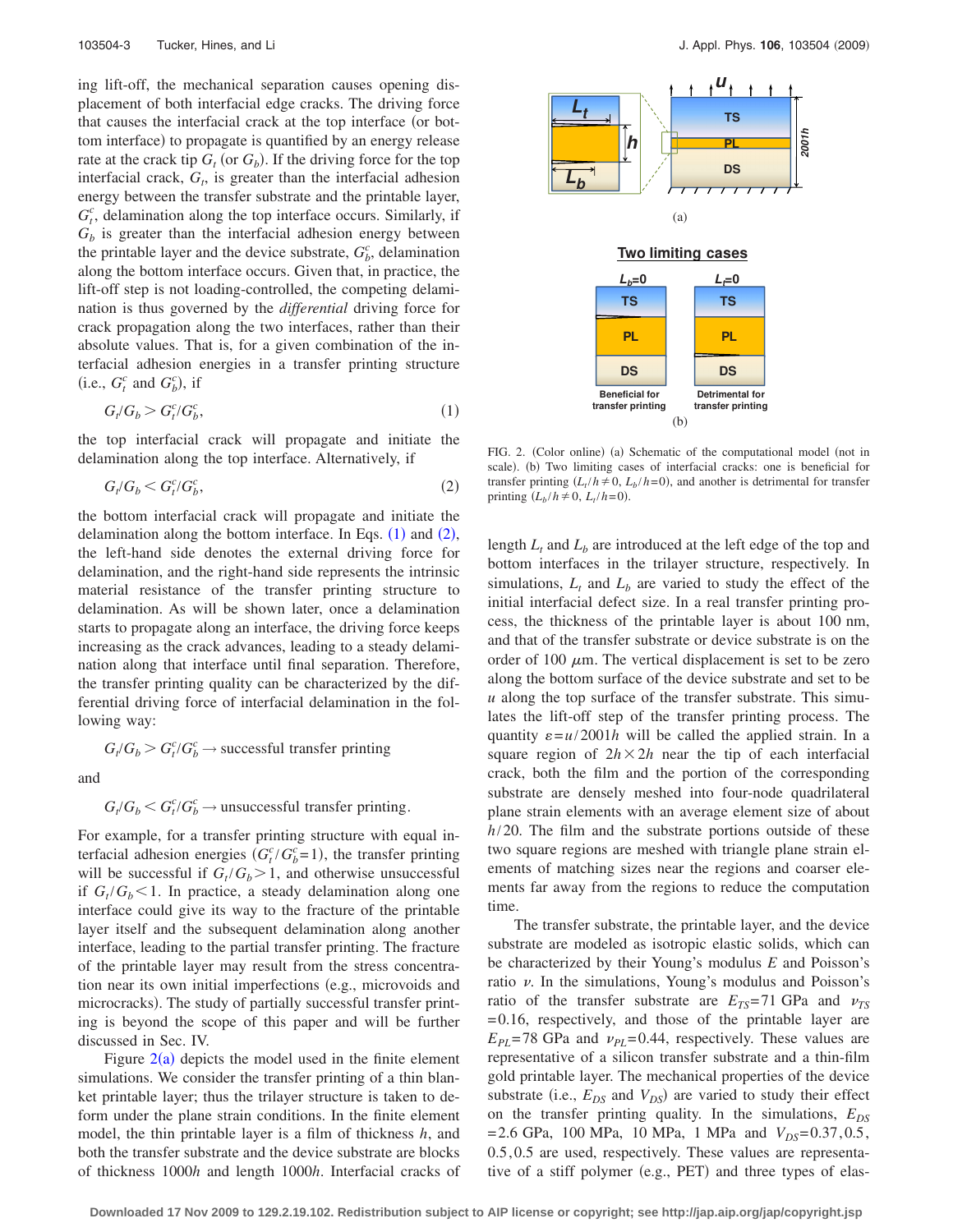ing lift-off, the mechanical separation causes opening displacement of both interfacial edge cracks. The driving force that causes the interfacial crack at the top interface (or bottom interface) to propagate is quantified by an energy release rate at the crack tip $G_t$ (or $G_b$). If the driving force for the top interfacial crack, $G_t$, is greater than the interfacial adhesion energy between the transfer substrate and the printable layer, $G_t^c$, delamination along the top interface occurs. Similarly, if $G_b$ is greater than the interfacial adhesion energy between the printable layer and the device substrate, $G_b^c$, delamination along the bottom interface occurs. Given that, in practice, the lift-off step is not loading-controlled, the competing delamination is thus governed by the *differential* driving force for crack propagation along the two interfaces, rather than their absolute values. That is, for a given combination of the interfacial adhesion energies in a transfer printing structure (i.e., $G_t^c$ and $G_b^c$), if

$$G_t/G_b > G_t^c/G_b^c, \tag{1}$$

the top interfacial crack will propagate and initiate the delamination along the top interface. Alternatively, if

$$G_t/G_b < G_t^c/G_b^c, \tag{2}$$

the bottom interfacial crack will propagate and initiate the delamination along the bottom interface. In Eqs. (1) and (2), the left-hand side denotes the external driving force for delamination, and the right-hand side represents the intrinsic material resistance of the transfer printing structure to delamination. As will be shown later, once a delamination starts to propagate along an interface, the driving force keeps increasing as the crack advances, leading to a steady delamination along that interface until final separation. Therefore, the transfer printing quality can be characterized by the differential driving force of interfacial delamination in the following way:

$$G_t/G_b > G_t^c/G_b^c \rightarrow \text{successful transfer printing}$$

and

$$G_t/G_b < G_t^c/G_b^c \rightarrow \text{unsuccessful transfer printing}.$$

For example, for a transfer printing structure with equal interfacial adhesion energies ($G_t^c/G_b^c=1$), the transfer printing will be successful if $G_t/G_b > 1$, and otherwise unsuccessful if $G_t/G_b < 1$. In practice, a steady delamination along one interface could give its way to the fracture of the printable layer itself and the subsequent delamination along another interface, leading to the partial transfer printing. The fracture of the printable layer may result from the stress concentration near its own initial imperfections (e.g., microvoids and microcracks). The study of partially successful transfer printing is beyond the scope of this paper and will be further discussed in Sec. IV.

Figure 2(a) depicts the model used in the finite element simulations. We consider the transfer printing of a thin blanket printable layer; thus the trilayer structure is taken to deform under the plane strain conditions. In the finite element model, the thin printable layer is a film of thickness $h$, and both the transfer substrate and the device substrate are blocks of thickness $1000h$ and length $1000h$. Interfacial cracks of length $L_t$ and $L_b$ are introduced at the left edge of the top and bottom interfaces in the trilayer structure, respectively. In simulations, $L_t$ and $L_b$ are varied to study the effect of the initial interfacial defect size. In a real transfer printing process, the thickness of the printable layer is about 100 nm, and that of the transfer substrate or device substrate is on the order of 100 $\mu$m. The vertical displacement is set to be zero along the bottom surface of the device substrate and set to be $u$ along the top surface of the transfer substrate. This simulates the lift-off step of the transfer printing process. The quantity $\varepsilon = u/2001h$ will be called the applied strain. In a square region of $2h \times 2h$ near the tip of each interfacial crack, both the film and the portion of the corresponding substrate are densely meshed into four-node quadrilateral plane strain elements with an average element size of about $h/20$. The film and the substrate portions outside of these two square regions are meshed with triangle plane strain elements of matching sizes near the regions and coarser elements far away from the regions to reduce the computation time.

FIG. 2. (Color online) (a) Schematic of the computational model (not in scale). (b) Two limiting cases of interfacial cracks: one is beneficial for transfer printing ($L_t/h \neq 0$, $L_b/h = 0$), and another is detrimental for transfer printing ($L_b/h \neq 0$, $L_t/h = 0$).

The transfer substrate, the printable layer, and the device substrate are modeled as isotropic elastic solids, which can be characterized by their Young's modulus $E$ and Poisson's ratio $\nu$. In the simulations, Young's modulus and Poisson's ratio of the transfer substrate are $E_{TS}$=71 GPa and $\nu_{TS}$=0.16, respectively, and those of the printable layer are $E_{PL}$=78 GPa and $\nu_{PL}$=0.44, respectively. These values are representative of a silicon transfer substrate and a thin-film gold printable layer. The mechanical properties of the device substrate (i.e., $E_{DS}$ and $V_{DS}$) are varied to study their effect on the transfer printing quality. In the simulations, $E_{DS}$ = 2.6 GPa, 100 MPa, 10 MPa, 1 MPa and $V_{DS}$=0.37, 0.5, 0.5, 0.5 are used, respectively. These values are representative of a stiff polymer (e.g., PET) and three types of elas-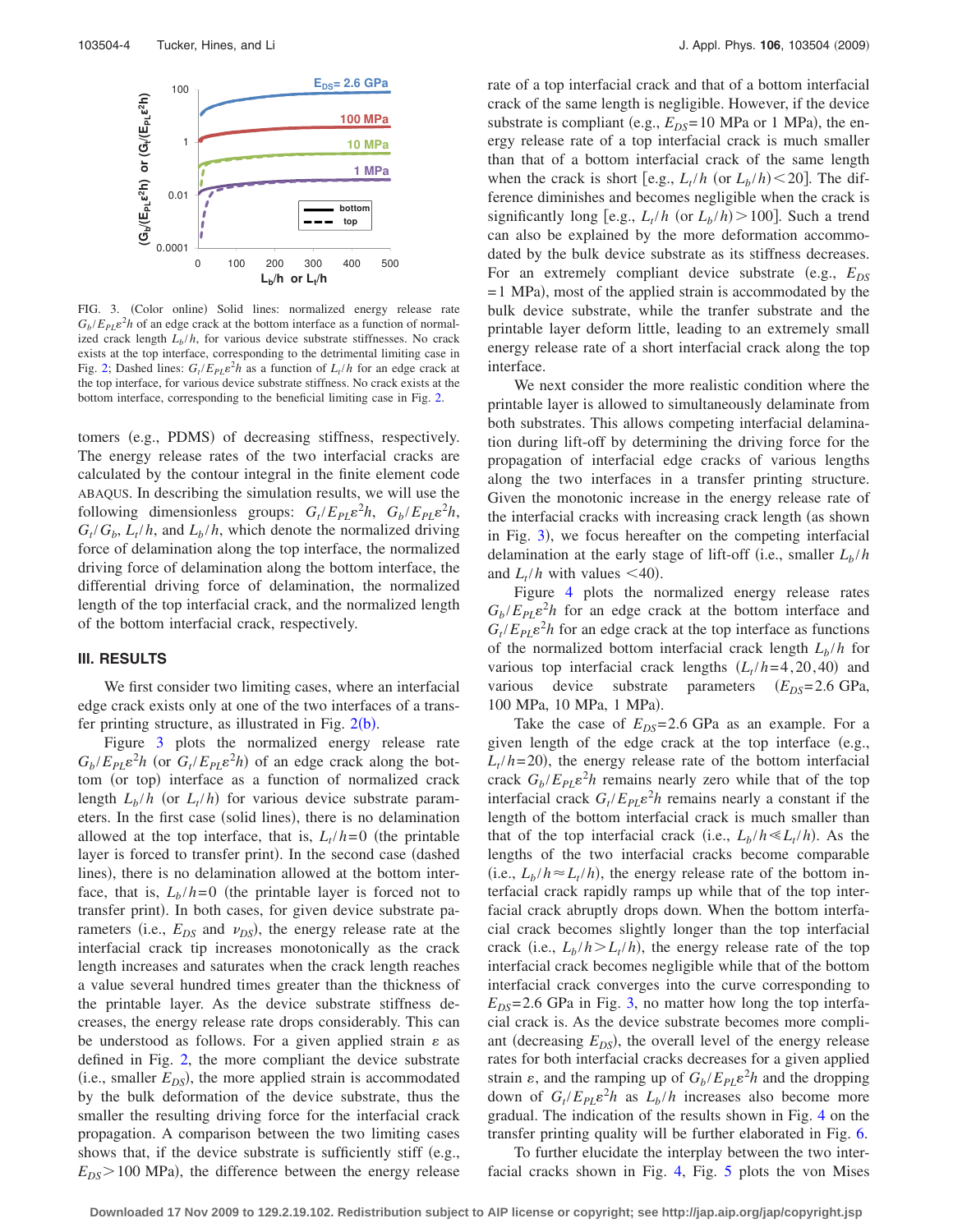FIG. 3. (Color online) Solid lines: normalized energy release rate $G_b/E_{PL}\varepsilon^2 h$ of an edge crack at the bottom interface as a function of normalized crack length $L_b/h$, for various device substrate stiffnesses. No crack exists at the top interface, corresponding to the detrimental limiting case in Fig. 2; Dashed lines: $G_t/E_{PL}\varepsilon^2 h$ as a function of $L_t/h$ for an edge crack at the top interface, for various device substrate stiffness. No crack exists at the bottom interface, corresponding to the beneficial limiting case in Fig. 2.

tomers (e.g., PDMS) of decreasing stiffness, respectively. The energy release rates of the two interfacial cracks are calculated by the contour integral in the finite element code ABAQUS. In describing the simulation results, we will use the following dimensionless groups: $G_t/E_{PL}\varepsilon^2 h$, $G_b/E_{PL}\varepsilon^2 h$, $G_t/G_b$, $L_t/h$, and $L_b/h$, which denote the normalized driving force of delamination along the top interface, the normalized driving force of delamination along the bottom interface, the differential driving force of delamination, the normalized length of the top interfacial crack, and the normalized length of the bottom interfacial crack, respectively.

## III. RESULTS

We first consider two limiting cases, where an interfacial edge crack exists only at one of the two interfaces of a transfer printing structure, as illustrated in Fig. 2(b).

Figure 3 plots the normalized energy release rate $G_b/E_{PL}\varepsilon^2 h$ (or $G_t/E_{PL}\varepsilon^2 h$) of an edge crack along the bottom (or top) interface as a function of normalized crack length $L_b/h$ (or $L_t/h$) for various device substrate parameters. In the first case (solid lines), there is no delamination allowed at the top interface, that is, $L_t/h=0$ (the printable layer is forced to transfer print). In the second case (dashed lines), there is no delamination allowed at the bottom interface, that is, $L_b/h=0$ (the printable layer is forced not to transfer print). In both cases, for given device substrate parameters (i.e., $E_{DS}$ and $\nu_{DS}$), the energy release rate at the interfacial crack tip increases monotonically as the crack length increases and saturates when the crack length reaches a value several hundred times greater than the thickness of the printable layer. As the device substrate stiffness decreases, the energy release rate drops considerably. This can be understood as follows. For a given applied strain $\varepsilon$ as defined in Fig. 2, the more compliant the device substrate (i.e., smaller $E_{DS}$), the more applied strain is accommodated by the bulk deformation of the device substrate, thus the smaller the resulting driving force for the interfacial crack propagation. A comparison between the two limiting cases shows that, if the device substrate is sufficiently stiff (e.g., $E_{DS}>100$ MPa), the difference between the energy release rate of a top interfacial crack and that of a bottom interfacial crack of the same length is negligible. However, if the device substrate is compliant (e.g., $E_{DS}=10$ MPa or 1 MPa), the energy release rate of a top interfacial crack is much smaller than that of a bottom interfacial crack of the same length when the crack is short [e.g., $L_t/h$ (or $L_b/h$)$<20$]. The difference diminishes and becomes negligible when the crack is significantly long [e.g., $L_t/h$ (or $L_b/h$)$>100$]. Such a trend can also be explained by the more deformation accommodated by the bulk device substrate as its stiffness decreases. For an extremely compliant device substrate (e.g., $E_{DS}=1$ MPa), most of the applied strain is accommodated by the bulk device substrate, while the tranfer substrate and the printable layer deform little, leading to an extremely small energy release rate of a short interfacial crack along the top interface.

We next consider the more realistic condition where the printable layer is allowed to simultaneously delaminate from both substrates. This allows competing interfacial delamination during lift-off by determining the driving force for the propagation of interfacial edge cracks of various lengths along the two interfaces in a transfer printing structure. Given the monotonic increase in the energy release rate of the interfacial cracks with increasing crack length (as shown in Fig. 3), we focus hereafter on the competing interfacial delamination at the early stage of lift-off (i.e., smaller $L_b/h$ and $L_t/h$ with values $<40$).

Figure 4 plots the normalized energy release rates $G_b/E_{PL}\varepsilon^2 h$ for an edge crack at the bottom interface and $G_t/E_{PL}\varepsilon^2 h$ for an edge crack at the top interface as functions of the normalized bottom interfacial crack length $L_b/h$ for various top interfacial crack lengths ($L_t/h=4,20,40$) and various device substrate parameters ($E_{DS}=2.6$ GPa, 100 MPa, 10 MPa, 1 MPa).

Take the case of $E_{DS}=2.6$ GPa as an example. For a given length of the edge crack at the top interface (e.g., $L_t/h=20$), the energy release rate of the bottom interfacial crack $G_b/E_{PL}\varepsilon^2 h$ remains nearly zero while that of the top interfacial crack $G_t/E_{PL}\varepsilon^2 h$ remains nearly a constant if the length of the bottom interfacial crack is much smaller than that of the top interfacial crack (i.e., $L_b/h \ll L_t/h$). As the lengths of the two interfacial cracks become comparable (i.e., $L_b/h \approx L_t/h$), the energy release rate of the bottom interfacial crack rapidly ramps up while that of the top interfacial crack abruptly drops down. When the bottom interfacial crack becomes slightly longer than the top interfacial crack (i.e., $L_b/h > L_t/h$), the energy release rate of the top interfacial crack becomes negligible while that of the bottom interfacial crack converges into the curve corresponding to $E_{DS}=2.6$ GPa in Fig. 3, no matter how long the top interfacial crack is. As the device substrate becomes more compliant (decreasing $E_{DS}$), the overall level of the energy release rates for both interfacial cracks decreases for a given applied strain $\varepsilon$, and the ramping up of $G_b/E_{PL}\varepsilon^2 h$ and the dropping down of $G_t/E_{PL}\varepsilon^2 h$ as $L_b/h$ increases also become more gradual. The indication of the results shown in Fig. 4 on the transfer printing quality will be further elaborated in Fig. 6.

To further elucidate the interplay between the two interfacial cracks shown in Fig. 4, Fig. 5 plots the von Mises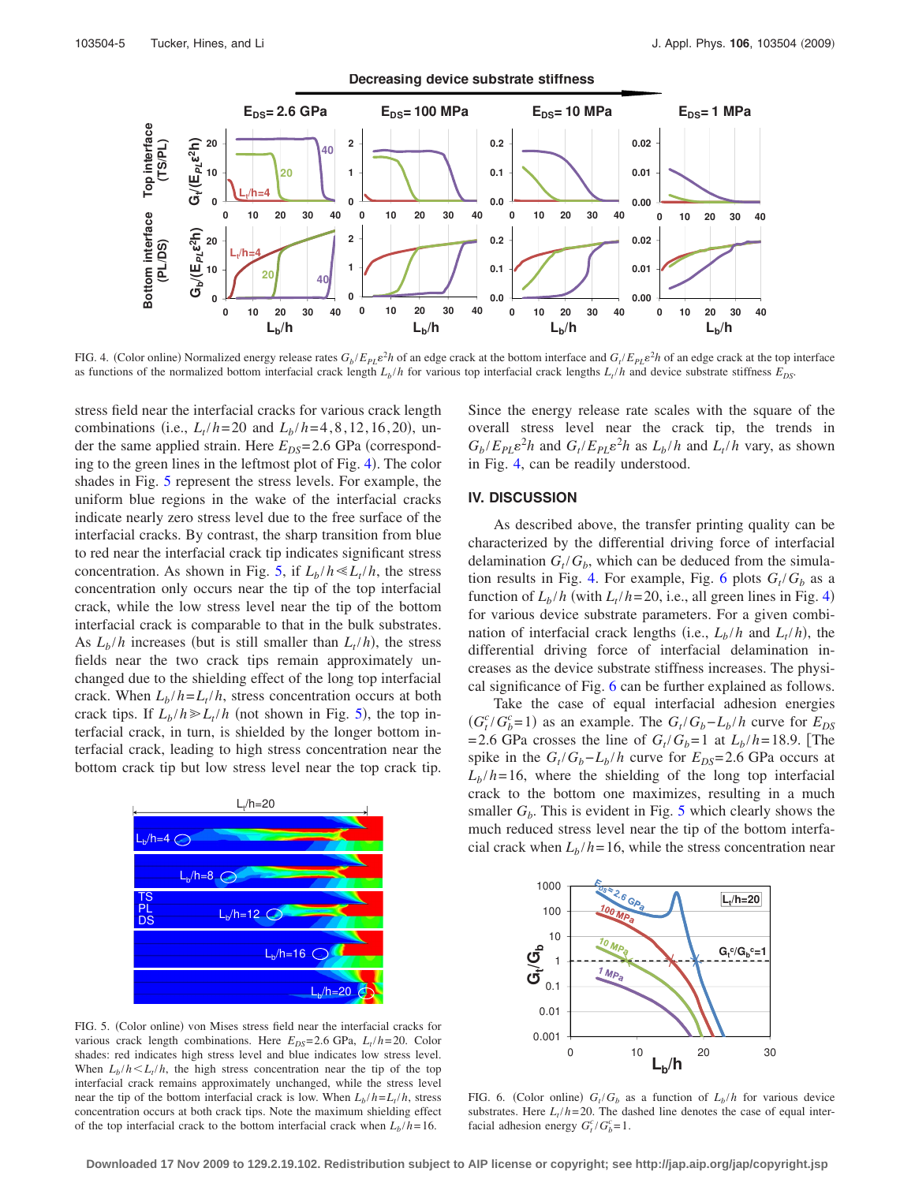FIG. 4. (Color online) Normalized energy release rates $G_b/E_{PL}\varepsilon^2h$ of an edge crack at the bottom interface and $G_t/E_{PL}\varepsilon^2h$ of an edge crack at the top interface as functions of the normalized bottom interfacial crack length $L_b/h$ for various top interfacial crack lengths $L_t/h$ and device substrate stiffness $E_{DS}$.

stress field near the interfacial cracks for various crack length combinations (i.e., $L_t/h=20$ and $L_b/h=4,8,12,16,20$), under the same applied strain. Here $E_{DS}=2.6$ GPa (corresponding to the green lines in the leftmost plot of Fig. 4). The color shades in Fig. 5 represent the stress levels. For example, the uniform blue regions in the wake of the interfacial cracks indicate nearly zero stress level due to the free surface of the interfacial cracks. By contrast, the sharp transition from blue to red near the interfacial crack tip indicates significant stress concentration. As shown in Fig. 5, if $L_b/h \ll L_t/h$, the stress concentration only occurs near the tip of the top interfacial crack, while the low stress level near the tip of the bottom interfacial crack is comparable to that in the bulk substrates. As $L_b/h$ increases (but is still smaller than $L_t/h$), the stress fields near the two crack tips remain approximately unchanged due to the shielding effect of the long top interfacial crack. When $L_b/h=L_t/h$, stress concentration occurs at both crack tips. If $L_b/h \gg L_t/h$ (not shown in Fig. 5), the top interfacial crack, in turn, is shielded by the longer bottom interfacial crack, leading to high stress concentration near the bottom crack tip but low stress level near the top crack tip.

FIG. 5. (Color online) von Mises stress field near the interfacial cracks for various crack length combinations. Here $E_{DS}=2.6$ GPa, $L_t/h=20$. Color shades: red indicates high stress level and blue indicates low stress level. When $L_b/h<L_t/h$, the high stress concentration near the tip of the top interfacial crack remains approximately unchanged, while the stress level near the tip of the bottom interfacial crack is low. When $L_b/h=L_t/h$, stress concentration occurs at both crack tips. Note the maximum shielding effect of the top interfacial crack to the bottom interfacial crack when $L_b/h=16$.

Since the energy release rate scales with the square of the overall stress level near the crack tip, the trends in $G_b/E_{PL}\varepsilon^2h$ and $G_t/E_{PL}\varepsilon^2h$ as $L_b/h$ and $L_t/h$ vary, as shown in Fig. 4, can be readily understood.

## IV. DISCUSSION

As described above, the transfer printing quality can be characterized by the differential driving force of interfacial delamination $G_t/G_b$, which can be deduced from the simulation results in Fig. 4. For example, Fig. 6 plots $G_t/G_b$ as a function of $L_b/h$ (with $L_t/h=20$, i.e., all green lines in Fig. 4) for various device substrate parameters. For a given combination of interfacial crack lengths (i.e., $L_b/h$ and $L_t/h$), the differential driving force of interfacial delamination increases as the device substrate stiffness increases. The physical significance of Fig. 6 can be further explained as follows.

Take the case of equal interfacial adhesion energies ($G_t^c/G_b^c=1$) as an example. The $G_t/G_b-L_b/h$ curve for $E_{DS}=2.6$ GPa crosses the line of $G_t/G_b=1$ at $L_b/h=18.9$. [The spike in the $G_t/G_b-L_b/h$ curve for $E_{DS}=2.6$ GPa occurs at $L_b/h=16$, where the shielding of the long top interfacial crack to the bottom one maximizes, resulting in a much smaller $G_b$. This is evident in Fig. 5 which clearly shows the much reduced stress level near the tip of the bottom interfacial crack when $L_b/h=16$, while the stress concentration near

FIG. 6. (Color online) $G_t/G_b$ as a function of $L_b/h$ for various device substrates. Here $L_t/h=20$. The dashed line denotes the case of equal interfacial adhesion energy $G_t^c/G_b^c=1$.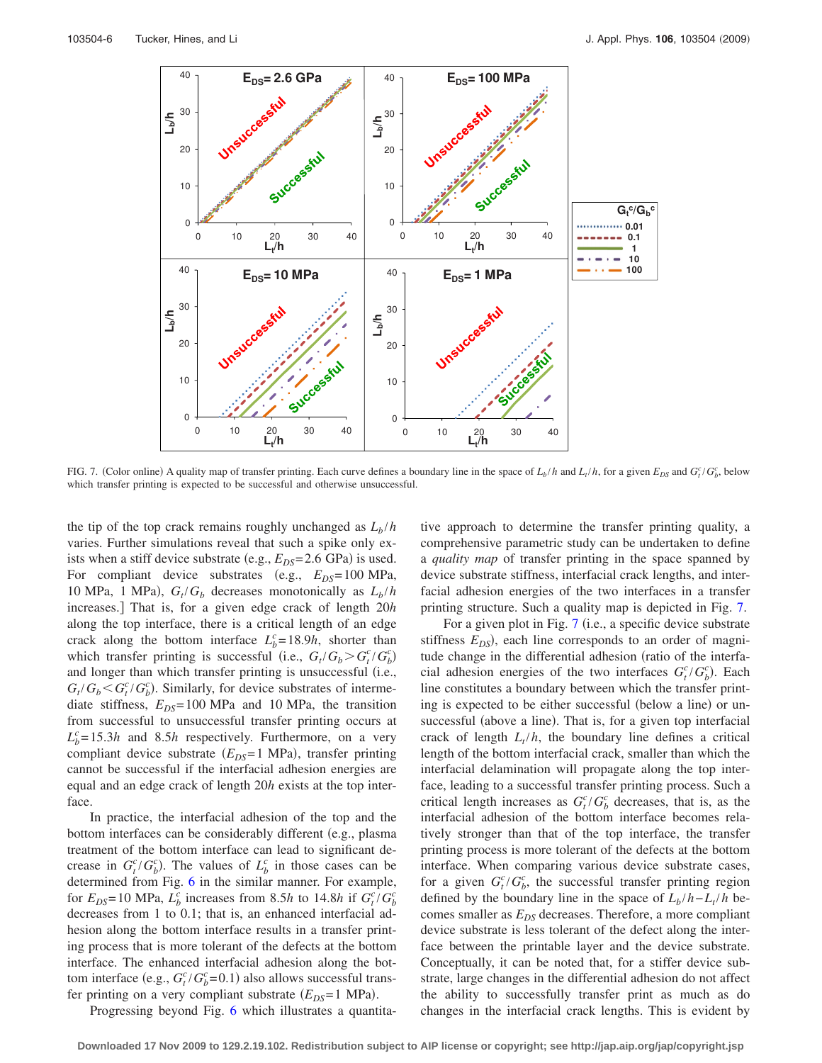FIG. 7. (Color online) A quality map of transfer printing. Each curve defines a boundary line in the space of $L_b/h$ and $L_t/h$, for a given $E_{DS}$ and $G_t^c/G_b^c$, below which transfer printing is expected to be successful and otherwise unsuccessful.

the tip of the top crack remains roughly unchanged as $L_b/h$ varies. Further simulations reveal that such a spike only exists when a stiff device substrate (e.g., $E_{DS}$=2.6 GPa) is used. For compliant device substrates (e.g., $E_{DS}$=100 MPa, 10 MPa, 1 MPa), $G_t/G_b$ decreases monotonically as $L_b/h$ increases.] That is, for a given edge crack of length 20$h$ along the top interface, there is a critical length of an edge crack along the bottom interface $L_b^c$=18.9$h$, shorter than which transfer printing is successful (i.e., $G_t/G_b > G_t^c/G_b^c$) and longer than which transfer printing is unsuccessful (i.e., $G_t/G_b < G_t^c/G_b^c$). Similarly, for device substrates of intermediate stiffness, $E_{DS}$=100 MPa and 10 MPa, the transition from successful to unsuccessful transfer printing occurs at $L_b^c$=15.3$h$ and 8.5$h$ respectively. Furthermore, on a very compliant device substrate ($E_{DS}$=1 MPa), transfer printing cannot be successful if the interfacial adhesion energies are equal and an edge crack of length 20$h$ exists at the top interface.

In practice, the interfacial adhesion of the top and the bottom interfaces can be considerably different (e.g., plasma treatment of the bottom interface can lead to significant decrease in $G_t^c/G_b^c$). The values of $L_b^c$ in those cases can be determined from Fig. 6 in the similar manner. For example, for $E_{DS}$=10 MPa, $L_b^c$ increases from 8.5$h$ to 14.8$h$ if $G_t^c/G_b^c$ decreases from 1 to 0.1; that is, an enhanced interfacial adhesion along the bottom interface results in a transfer printing process that is more tolerant of the defects at the bottom interface. The enhanced interfacial adhesion along the bottom interface (e.g., $G_t^c/G_b^c$=0.1) also allows successful transfer printing on a very compliant substrate ($E_{DS}$=1 MPa).

Progressing beyond Fig. 6 which illustrates a quantitative approach to determine the transfer printing quality, a comprehensive parametric study can be undertaken to define a *quality map* of transfer printing in the space spanned by device substrate stiffness, interfacial crack lengths, and interfacial adhesion energies of the two interfaces in a transfer printing structure. Such a quality map is depicted in Fig. 7.

For a given plot in Fig. 7 (i.e., a specific device substrate stiffness $E_{DS}$), each line corresponds to an order of magnitude change in the differential adhesion (ratio of the interfacial adhesion energies of the two interfaces $G_t^c/G_b^c$). Each line constitutes a boundary between which the transfer printing is expected to be either successful (below a line) or unsuccessful (above a line). That is, for a given top interfacial crack of length $L_t/h$, the boundary line defines a critical length of the bottom interfacial crack, smaller than which the interfacial delamination will propagate along the top interface, leading to a successful transfer printing process. Such a critical length increases as $G_t^c/G_b^c$ decreases, that is, as the interfacial adhesion of the bottom interface becomes relatively stronger than that of the top interface, the transfer printing process is more tolerant of the defects at the bottom interface. When comparing various device substrate cases, for a given $G_t^c/G_b^c$, the successful transfer printing region defined by the boundary line in the space of $L_b/h - L_t/h$ becomes smaller as $E_{DS}$ decreases. Therefore, a more compliant device substrate is less tolerant of the defect along the interface between the printable layer and the device substrate. Conceptually, it can be noted that, for a stiffer device substrate, large changes in the differential adhesion do not affect the ability to successfully transfer print as much as do changes in the interfacial crack lengths. This is evident by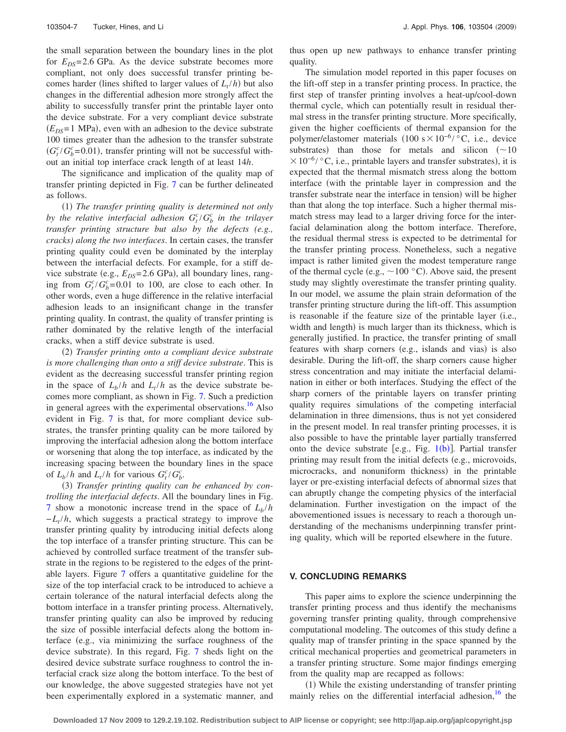the small separation between the boundary lines in the plot for $E_{DS}=2.6$ GPa. As the device substrate becomes more compliant, not only does successful transfer printing become harder (lines shifted to larger values of $L_t/h$) but also changes in the differential adhesion more strongly affect the ability to successfully transfer print the printable layer onto the device substrate. For a very compliant device substrate ($E_{DS}=1$ MPa), even with an adhesion to the device substrate 100 times greater than the adhesion to the transfer substrate ($G_t^c/G_b^c=0.01$), transfer printing will not be successful without an initial top interface crack length of at least $14h$.

The significance and implication of the quality map of transfer printing depicted in Fig. 7 can be further delineated as follows.

(1) *The transfer printing quality is determined not only by the relative interfacial adhesion $G_t^c/G_b^c$ in the trilayer transfer printing structure but also by the defects (e.g., cracks) along the two interfaces*. In certain cases, the transfer printing quality could even be dominated by the interplay between the interfacial defects. For example, for a stiff device substrate (e.g., $E_{DS}=2.6$ GPa), all boundary lines, ranging from $G_t^c/G_b^c=0.01$ to 100, are close to each other. In other words, even a huge difference in the relative interfacial adhesion leads to an insignificant change in the transfer printing quality. In contrast, the quality of transfer printing is rather dominated by the relative length of the interfacial cracks, when a stiff device substrate is used.

(2) *Transfer printing onto a compliant device substrate is more challenging than onto a stiff device substrate*. This is evident as the decreasing successful transfer printing region in the space of $L_b/h$ and $L_t/h$ as the device substrate becomes more compliant, as shown in Fig. 7. Such a prediction in general agrees with the experimental observations.[16] Also evident in Fig. 7 is that, for more compliant device substrates, the transfer printing quality can be more tailored by improving the interfacial adhesion along the bottom interface or worsening that along the top interface, as indicated by the increasing spacing between the boundary lines in the space of $L_b/h$ and $L_t/h$ for various $G_t^c/G_b^c$.

(3) *Transfer printing quality can be enhanced by controlling the interfacial defects*. All the boundary lines in Fig. 7 show a monotonic increase trend in the space of $L_b/h - L_t/h$, which suggests a practical strategy to improve the transfer printing quality by introducing initial defects along the top interface of a transfer printing structure. This can be achieved by controlled surface treatment of the transfer substrate in the regions to be registered to the edges of the printable layers. Figure 7 offers a quantitative guideline for the size of the top interfacial crack to be introduced to achieve a certain tolerance of the natural interfacial defects along the bottom interface in a transfer printing process. Alternatively, transfer printing quality can also be improved by reducing the size of possible interfacial defects along the bottom interface (e.g., via minimizing the surface roughness of the device substrate). In this regard, Fig. 7 sheds light on the desired device substrate surface roughness to control the interfacial crack size along the bottom interface. To the best of our knowledge, the above suggested strategies have not yet been experimentally explored in a systematic manner, and thus open up new pathways to enhance transfer printing quality.

The simulation model reported in this paper focuses on the lift-off step in a transfer printing process. In practice, the first step of transfer printing involves a heat-up/cool-down thermal cycle, which can potentially result in residual thermal stress in the transfer printing structure. More specifically, given the higher coefficients of thermal expansion for the polymer/elastomer materials ($100\text{ s} \times 10^{-6}/°\text{C}$, i.e., device substrates) than those for metals and silicon ($\sim 10 \times 10^{-6}/°\text{C}$, i.e., printable layers and transfer substrates), it is expected that the thermal mismatch stress along the bottom interface (with the printable layer in compression and the transfer substrate near the interface in tension) will be higher than that along the top interface. Such a higher thermal mismatch stress may lead to a larger driving force for the interfacial delamination along the bottom interface. Therefore, the residual thermal stress is expected to be detrimental for the transfer printing process. Nonetheless, such a negative impact is rather limited given the modest temperature range of the thermal cycle (e.g., $\sim 100$ °C). Above said, the present study may slightly overestimate the transfer printing quality. In our model, we assume the plain strain deformation of the transfer printing structure during the lift-off. This assumption is reasonable if the feature size of the printable layer (i.e., width and length) is much larger than its thickness, which is generally justified. In practice, the transfer printing of small features with sharp corners (e.g., islands and vias) is also desirable. During the lift-off, the sharp corners cause higher stress concentration and may initiate the interfacial delamination in either or both interfaces. Studying the effect of the sharp corners of the printable layers on transfer printing quality requires simulations of the competing interfacial delamination in three dimensions, thus is not yet considered in the present model. In real transfer printing processes, it is also possible to have the printable layer partially transferred onto the device substrate [e.g., Fig. 1(b)]. Partial transfer printing may result from the initial defects (e.g., microvoids, microcracks, and nonuniform thickness) in the printable layer or pre-existing interfacial defects of abnormal sizes that can abruptly change the competing physics of the interfacial delamination. Further investigation on the impact of the abovementioned issues is necessary to reach a thorough understanding of the mechanisms underpinning transfer printing quality, which will be reported elsewhere in the future.

## V. CONCLUDING REMARKS

This paper aims to explore the science underpinning the transfer printing process and thus identify the mechanisms governing transfer printing quality, through comprehensive computational modeling. The outcomes of this study define a quality map of transfer printing in the space spanned by the critical mechanical properties and geometrical parameters in a transfer printing structure. Some major findings emerging from the quality map are recapped as follows:

(1) While the existing understanding of transfer printing mainly relies on the differential interfacial adhesion,[16] the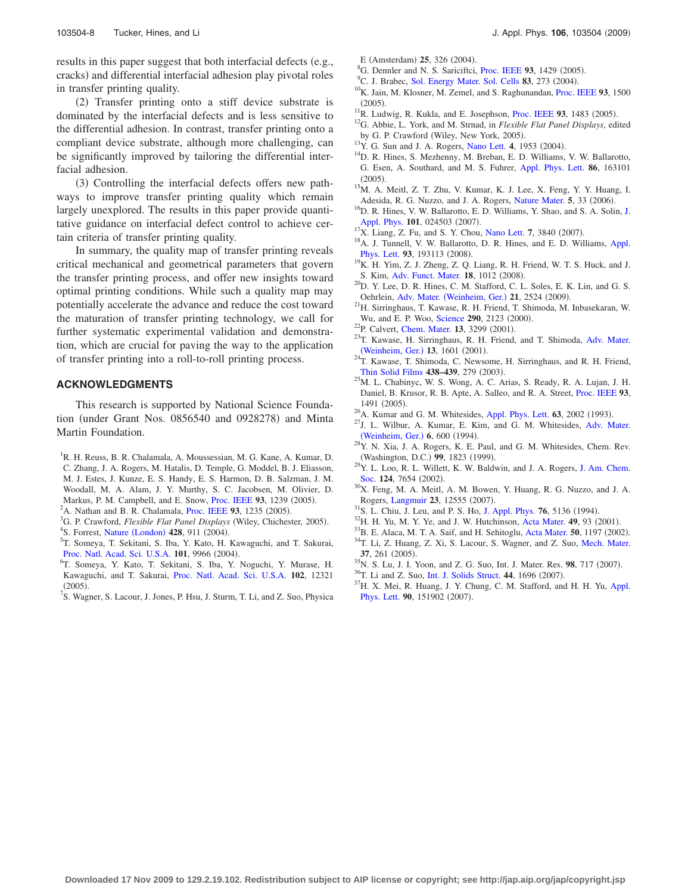results in this paper suggest that both interfacial defects (e.g., cracks) and differential interfacial adhesion play pivotal roles in transfer printing quality.

(2) Transfer printing onto a stiff device substrate is dominated by the interfacial defects and is less sensitive to the differential adhesion. In contrast, transfer printing onto a compliant device substrate, although more challenging, can be significantly improved by tailoring the differential interfacial adhesion.

(3) Controlling the interfacial defects offers new pathways to improve transfer printing quality which remain largely unexplored. The results in this paper provide quantitative guidance on interfacial defect control to achieve certain criteria of transfer printing quality.

In summary, the quality map of transfer printing reveals critical mechanical and geometrical parameters that govern the transfer printing process, and offer new insights toward optimal printing conditions. While such a quality map may potentially accelerate the advance and reduce the cost toward the maturation of transfer printing technology, we call for further systematic experimental validation and demonstration, which are crucial for paving the way to the application of transfer printing into a roll-to-roll printing process.

## ACKNOWLEDGMENTS

This research is supported by National Science Foundation (under Grant Nos. 0856540 and 0928278) and Minta Martin Foundation.

[1]R. H. Reuss, B. R. Chalamala, A. Moussessian, M. G. Kane, A. Kumar, D. C. Zhang, J. A. Rogers, M. Hatalis, D. Temple, G. Moddel, B. J. Eliasson, M. J. Estes, J. Kunze, E. S. Handy, E. S. Harmon, D. B. Salzman, J. M. Woodall, M. A. Alam, J. Y. Murthy, S. C. Jacobsen, M. Olivier, D. Markus, P. M. Campbell, and E. Snow, Proc. IEEE **93**, 1239 (2005).
[2]A. Nathan and B. R. Chalamala, Proc. IEEE **93**, 1235 (2005).
[3]G. P. Crawford, *Flexible Flat Panel Displays* (Wiley, Chichester, 2005).
[4]S. Forrest, Nature (London) **428**, 911 (2004).
[5]T. Someya, T. Sekitani, S. Iba, Y. Kato, H. Kawaguchi, and T. Sakurai, Proc. Natl. Acad. Sci. U.S.A. **101**, 9966 (2004).
[6]T. Someya, Y. Kato, T. Sekitani, S. Iba, Y. Noguchi, Y. Murase, H. Kawaguchi, and T. Sakurai, Proc. Natl. Acad. Sci. U.S.A. **102**, 12321 (2005).
[7]S. Wagner, S. Lacour, J. Jones, P. Hsu, J. Sturm, T. Li, and Z. Suo, Physica E (Amsterdam) **25**, 326 (2004).
[8]G. Dennler and N. S. Sariciftci, Proc. IEEE **93**, 1429 (2005).
[9]C. J. Brabec, Sol. Energy Mater. Sol. Cells **83**, 273 (2004).
[10]K. Jain, M. Klosner, M. Zemel, and S. Raghunandan, Proc. IEEE **93**, 1500 (2005).
[11]R. Ludwig, R. Kukla, and E. Josephson, Proc. IEEE **93**, 1483 (2005).
[12]G. Abbie, L. York, and M. Strnad, in *Flexible Flat Panel Displays*, edited by G. P. Crawford (Wiley, New York, 2005).
[13]Y. G. Sun and J. A. Rogers, Nano Lett. **4**, 1953 (2004).
[14]D. R. Hines, S. Mezhenny, M. Breban, E. D. Williams, V. W. Ballarotto, G. Esen, A. Southard, and M. S. Fuhrer, Appl. Phys. Lett. **86**, 163101 (2005).
[15]M. A. Meitl, Z. T. Zhu, V. Kumar, K. J. Lee, X. Feng, Y. Y. Huang, I. Adesida, R. G. Nuzzo, and J. A. Rogers, Nature Mater. **5**, 33 (2006).
[16]D. R. Hines, V. W. Ballarotto, E. D. Williams, Y. Shao, and S. A. Solin, J. Appl. Phys. **101**, 024503 (2007).
[17]X. Liang, Z. Fu, and S. Y. Chou, Nano Lett. **7**, 3840 (2007).
[18]A. J. Tunnell, V. W. Ballarotto, D. R. Hines, and E. D. Williams, Appl. Phys. Lett. **93**, 193113 (2008).
[19]K. H. Yim, Z. J. Zheng, Z. Q. Liang, R. H. Friend, W. T. S. Huck, and J. S. Kim, Adv. Funct. Mater. **18**, 1012 (2008).
[20]D. Y. Lee, D. R. Hines, C. M. Stafford, C. L. Soles, E. K. Lin, and G. S. Oehrlein, Adv. Mater. (Weinheim, Ger.) **21**, 2524 (2009).
[21]H. Sirringhaus, T. Kawase, R. H. Friend, T. Shimoda, M. Inbasekaran, W. Wu, and E. P. Woo, Science **290**, 2123 (2000).
[22]P. Calvert, Chem. Mater. **13**, 3299 (2001).
[23]T. Kawase, H. Sirringhaus, R. H. Friend, and T. Shimoda, Adv. Mater. (Weinheim, Ger.) **13**, 1601 (2001).
[24]T. Kawase, T. Shimoda, C. Newsome, H. Sirringhaus, and R. H. Friend, Thin Solid Films **438–439**, 279 (2003).
[25]M. L. Chabinyc, W. S. Wong, A. C. Arias, S. Ready, R. A. Lujan, J. H. Daniel, B. Krusor, R. B. Apte, A. Salleo, and R. A. Street, Proc. IEEE **93**, 1491 (2005).
[26]A. Kumar and G. M. Whitesides, Appl. Phys. Lett. **63**, 2002 (1993).
[27]J. L. Wilbur, A. Kumar, E. Kim, and G. M. Whitesides, Adv. Mater. (Weinheim, Ger.) **6**, 600 (1994).
[28]Y. N. Xia, J. A. Rogers, K. E. Paul, and G. M. Whitesides, Chem. Rev. (Washington, D.C.) **99**, 1823 (1999).
[29]Y. L. Loo, R. L. Willett, K. W. Baldwin, and J. A. Rogers, J. Am. Chem. Soc. **124**, 7654 (2002).
[30]X. Feng, M. A. Meitl, A. M. Bowen, Y. Huang, R. G. Nuzzo, and J. A. Rogers, Langmuir **23**, 12555 (2007).
[31]S. L. Chiu, J. Leu, and P. S. Ho, J. Appl. Phys. **76**, 5136 (1994).
[32]H. H. Yu, M. Y. Ye, and J. W. Hutchinson, Acta Mater. **49**, 93 (2001).
[33]B. E. Alaca, M. T. A. Saif, and H. Sehitoglu, Acta Mater. **50**, 1197 (2002).
[34]T. Li, Z. Huang, Z. Xi, S. Lacour, S. Wagner, and Z. Suo, Mech. Mater. **37**, 261 (2005).
[35]N. S. Lu, J. I. Yoon, and Z. G. Suo, Int. J. Mater. Res. **98**, 717 (2007).
[36]T. Li and Z. Suo, Int. J. Solids Struct. **44**, 1696 (2007).
[37]H. X. Mei, R. Huang, J. Y. Chung, C. M. Stafford, and H. H. Yu, Appl. Phys. Lett. **90**, 151902 (2007).